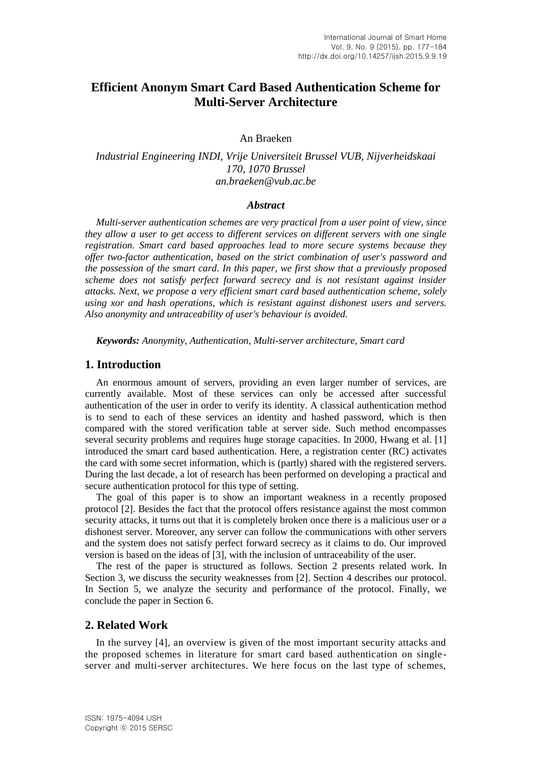# Efficient Anonym Smart Card Based Authentication Scheme for Multi-Server Architecture

An Braeken

*Industrial Engineering INDI, Vrije Universiteit Brussel VUB, Nijverheidskaai 170, 1070 Brussel*
*an.braeken@vub.ac.be*

### *Abstract*

*Multi-server authentication schemes are very practical from a user point of view, since they allow a user to get access to different services on different servers with one single registration. Smart card based approaches lead to more secure systems because they offer two-factor authentication, based on the strict combination of user's password and the possession of the smart card. In this paper, we first show that a previously proposed scheme does not satisfy perfect forward secrecy and is not resistant against insider attacks. Next, we propose a very efficient smart card based authentication scheme, solely using xor and hash operations, which is resistant against dishonest users and servers. Also anonymity and untraceability of user's behaviour is avoided.*

***Keywords:*** *Anonymity, Authentication, Multi-server architecture, Smart card*

## 1. Introduction

An enormous amount of servers, providing an even larger number of services, are currently available. Most of these services can only be accessed after successful authentication of the user in order to verify its identity. A classical authentication method is to send to each of these services an identity and hashed password, which is then compared with the stored verification table at server side. Such method encompasses several security problems and requires huge storage capacities. In 2000, Hwang et al. [1] introduced the smart card based authentication. Here, a registration center (RC) activates the card with some secret information, which is (partly) shared with the registered servers. During the last decade, a lot of research has been performed on developing a practical and secure authentication protocol for this type of setting.

The goal of this paper is to show an important weakness in a recently proposed protocol [2]. Besides the fact that the protocol offers resistance against the most common security attacks, it turns out that it is completely broken once there is a malicious user or a dishonest server. Moreover, any server can follow the communications with other servers and the system does not satisfy perfect forward secrecy as it claims to do. Our improved version is based on the ideas of [3], with the inclusion of untraceability of the user.

The rest of the paper is structured as follows. Section 2 presents related work. In Section 3, we discuss the security weaknesses from [2]. Section 4 describes our protocol. In Section 5, we analyze the security and performance of the protocol. Finally, we conclude the paper in Section 6.

## 2. Related Work

In the survey [4], an overview is given of the most important security attacks and the proposed schemes in literature for smart card based authentication on single-server and multi-server architectures. We here focus on the last type of schemes,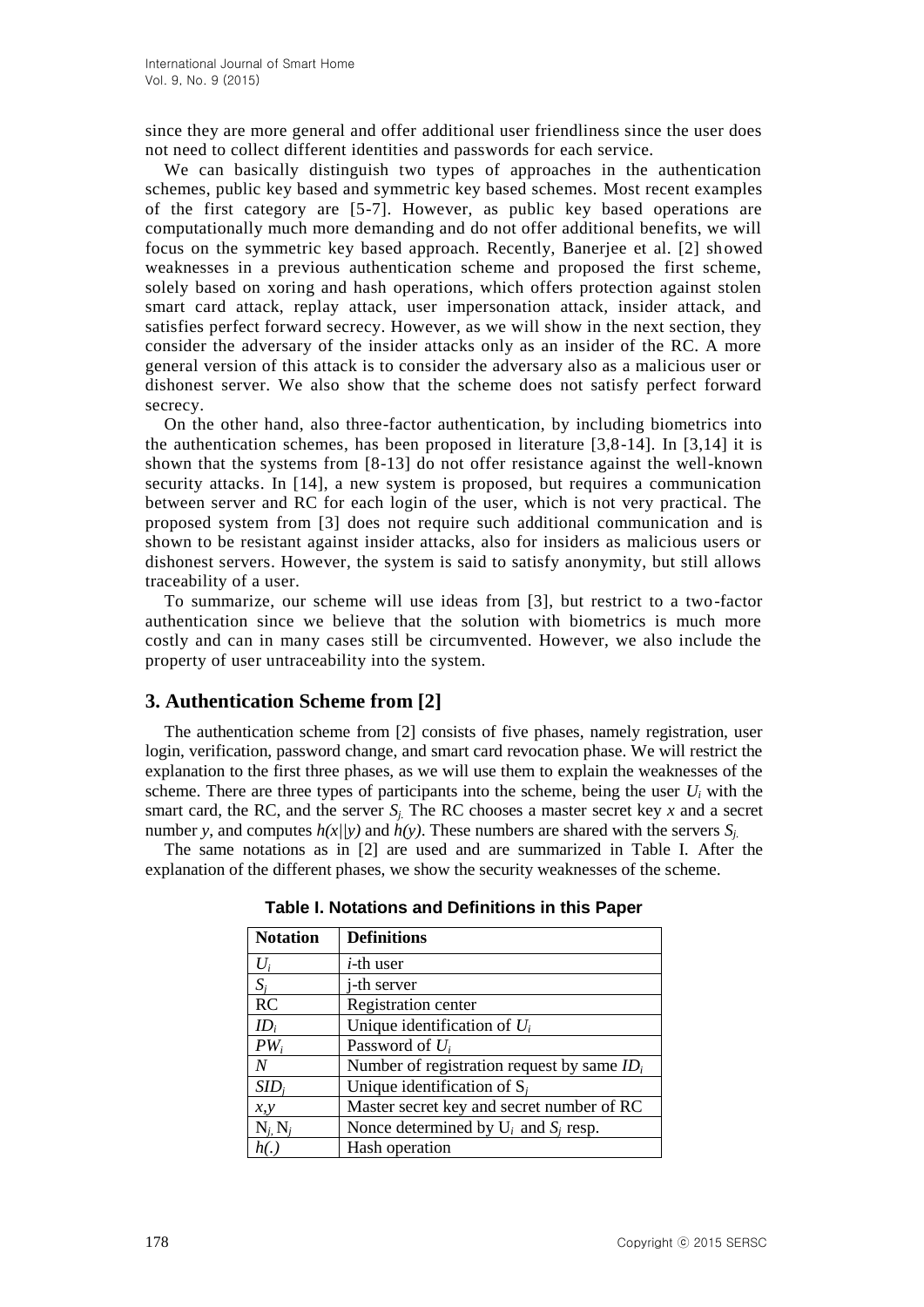since they are more general and offer additional user friendliness since the user does not need to collect different identities and passwords for each service.

We can basically distinguish two types of approaches in the authentication schemes, public key based and symmetric key based schemes. Most recent examples of the first category are [5-7]. However, as public key based operations are computationally much more demanding and do not offer additional benefits, we will focus on the symmetric key based approach. Recently, Banerjee et al. [2] showed weaknesses in a previous authentication scheme and proposed the first scheme, solely based on xoring and hash operations, which offers protection against stolen smart card attack, replay attack, user impersonation attack, insider attack, and satisfies perfect forward secrecy. However, as we will show in the next section, they consider the adversary of the insider attacks only as an insider of the RC. A more general version of this attack is to consider the adversary also as a malicious user or dishonest server. We also show that the scheme does not satisfy perfect forward secrecy.

On the other hand, also three-factor authentication, by including biometrics into the authentication schemes, has been proposed in literature [3,8-14]. In [3,14] it is shown that the systems from [8-13] do not offer resistance against the well-known security attacks. In [14], a new system is proposed, but requires a communication between server and RC for each login of the user, which is not very practical. The proposed system from [3] does not require such additional communication and is shown to be resistant against insider attacks, also for insiders as malicious users or dishonest servers. However, the system is said to satisfy anonymity, but still allows traceability of a user.

To summarize, our scheme will use ideas from [3], but restrict to a two-factor authentication since we believe that the solution with biometrics is much more costly and can in many cases still be circumvented. However, we also include the property of user untraceability into the system.

## 3. Authentication Scheme from [2]

The authentication scheme from [2] consists of five phases, namely registration, user login, verification, password change, and smart card revocation phase. We will restrict the explanation to the first three phases, as we will use them to explain the weaknesses of the scheme. There are three types of participants into the scheme, being the user $U_i$ with the smart card, the RC, and the server $S_j$. The RC chooses a master secret key $x$ and a secret number $y$, and computes $h(x||y)$ and $h(y)$. These numbers are shared with the servers $S_j$.

The same notations as in [2] are used and are summarized in Table I. After the explanation of the different phases, we show the security weaknesses of the scheme.

**Table I. Notations and Definitions in this Paper**

| Notation | Definitions |
|---|---|
| $U_i$ | $i$-th user |
| $S_j$ | j-th server |
| RC | Registration center |
| $ID_i$ | Unique identification of $U_i$ |
| $PW_i$ | Password of $U_i$ |
| $N$ | Number of registration request by same $ID_i$ |
| $SID_j$ | Unique identification of $S_j$ |
| $x,y$ | Master secret key and secret number of RC |
| $N_i, N_j$ | Nonce determined by $U_i$ and $S_j$ resp. |
| $h(.)$ | Hash operation |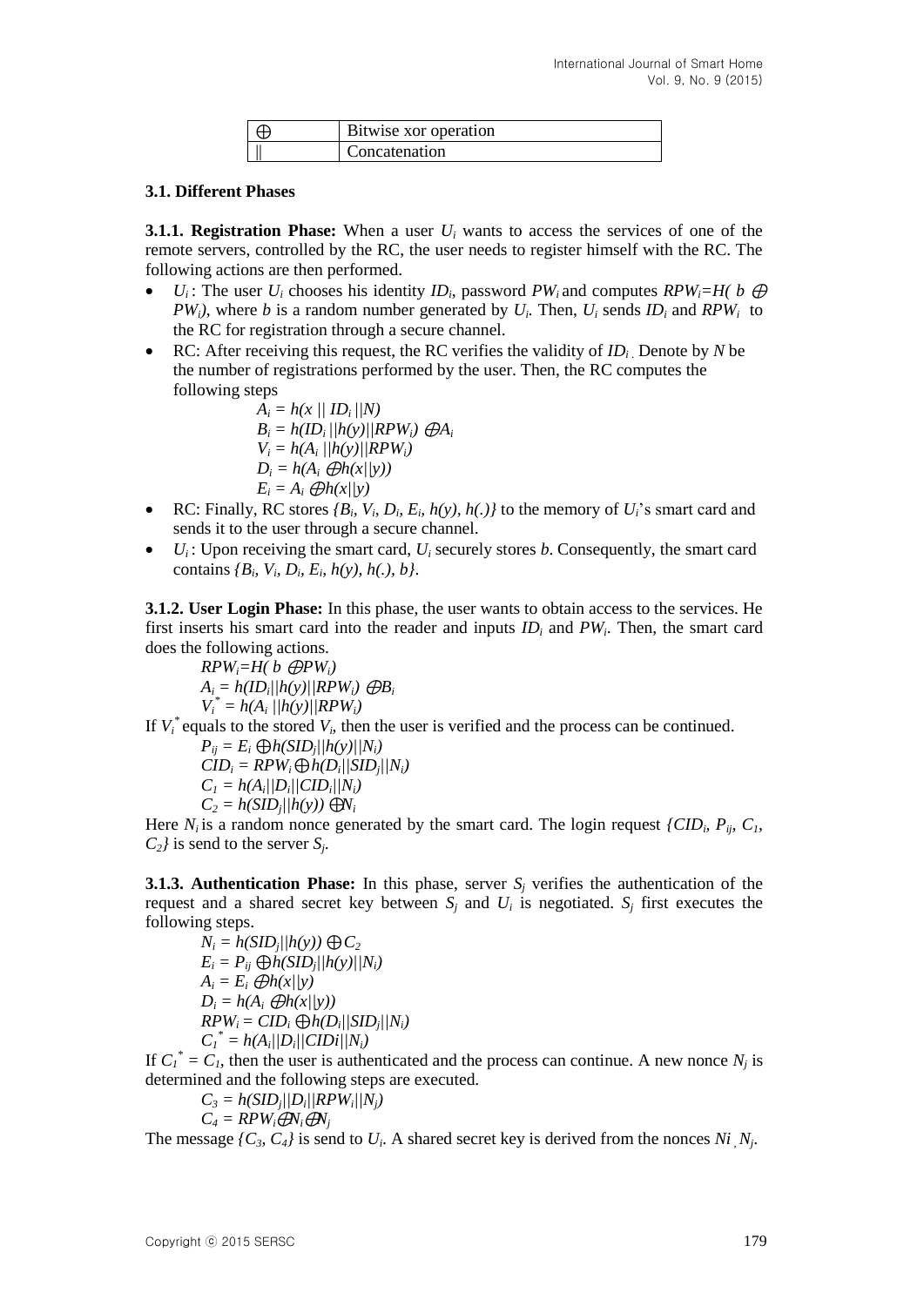| | |
|---|---|
| $\oplus$ | Bitwise xor operation |
| $\|\|$ | Concatenation |

### 3.1. Different Phases

**3.1.1. Registration Phase:** When a user $U_i$ wants to access the services of one of the remote servers, controlled by the RC, the user needs to register himself with the RC. The following actions are then performed.

- $U_i$ : The user $U_i$ chooses his identity $ID_i$, password $PW_i$ and computes $RPW_i=H(b \oplus PW_i)$, where $b$ is a random number generated by $U_i$. Then, $U_i$ sends $ID_i$ and $RPW_i$ to the RC for registration through a secure channel.
- RC: After receiving this request, the RC verifies the validity of $ID_i$. Denote by $N$ be the number of registrations performed by the user. Then, the RC computes the following steps

$$A_i = h(x \,||\, ID_i \,||N)$$
$$B_i = h(ID_i \,||h(y)||RPW_i) \oplus A_i$$
$$V_i = h(A_i \,||h(y)||RPW_i)$$
$$D_i = h(A_i \oplus h(x||y))$$
$$E_i = A_i \oplus h(x||y)$$

- RC: Finally, RC stores $\{B_i, V_i, D_i, E_i, h(y), h(.)\}$ to the memory of $U_i$'s smart card and sends it to the user through a secure channel.
- $U_i$ : Upon receiving the smart card, $U_i$ securely stores $b$. Consequently, the smart card contains $\{B_i, V_i, D_i, E_i, h(y), h(.), b\}$.

**3.1.2. User Login Phase:** In this phase, the user wants to obtain access to the services. He first inserts his smart card into the reader and inputs $ID_i$ and $PW_i$. Then, the smart card does the following actions.

$$RPW_i=H( b \oplus PW_i)$$
$$A_i = h(ID_i||h(y)||RPW_i) \oplus B_i$$
$$V_i^* = h(A_i \,||h(y)||RPW_i)$$

If $V_i^*$ equals to the stored $V_i$, then the user is verified and the process can be continued.

$$P_{ij} = E_i \oplus h(SID_j||h(y)||N_i)$$
$$CID_i = RPW_i \oplus h(D_i||SID_j||N_i)$$
$$C_1 = h(A_i||D_i||CID_i||N_i)$$
$$C_2 = h(SID_j||h(y)) \oplus N_i$$

Here $N_i$ is a random nonce generated by the smart card. The login request $\{CID_i, P_{ij}, C_1, C_2\}$ is send to the server $S_j$.

**3.1.3. Authentication Phase:** In this phase, server $S_j$ verifies the authentication of the request and a shared secret key between $S_j$ and $U_i$ is negotiated. $S_j$ first executes the following steps.

$$N_i = h(SID_j||h(y)) \oplus C_2$$
$$E_i = P_{ij} \oplus h(SID_j||h(y)||N_i)$$
$$A_i = E_i \oplus h(x||y)$$
$$D_i = h(A_i \oplus h(x||y))$$
$$RPW_i = CID_i \oplus h(D_i||SID_j||N_i)$$
$$C_1^* = h(A_i||D_i||CIDi||N_i)$$

If $C_1^* = C_1$, then the user is authenticated and the process can continue. A new nonce $N_j$ is determined and the following steps are executed.

$$C_3 = h(SID_j||D_i||RPW_i||N_j)$$
$$C_4 = RPW_i \oplus N_i \oplus N_j$$

The message $\{C_3, C_4\}$ is send to $U_i$. A shared secret key is derived from the nonces $Ni$ , $N_j$.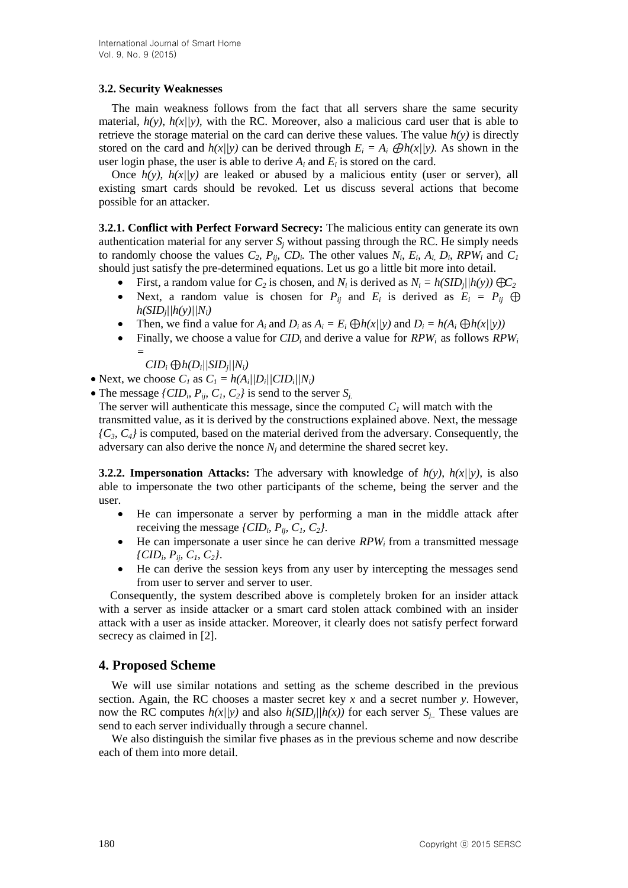### 3.2. Security Weaknesses

The main weakness follows from the fact that all servers share the same security material, $h(y)$, $h(x||y)$, with the RC. Moreover, also a malicious card user that is able to retrieve the storage material on the card can derive these values. The value $h(y)$ is directly stored on the card and $h(x||y)$ can be derived through $E_i = A_i \oplus h(x||y)$. As shown in the user login phase, the user is able to derive $A_i$ and $E_i$ is stored on the card.

Once $h(y)$, $h(x||y)$ are leaked or abused by a malicious entity (user or server), all existing smart cards should be revoked. Let us discuss several actions that become possible for an attacker.

**3.2.1. Conflict with Perfect Forward Secrecy:** The malicious entity can generate its own authentication material for any server $S_j$ without passing through the RC. He simply needs to randomly choose the values $C_2$, $P_{ij}$, $CD_i$. The other values $N_i$, $E_i$, $A_i$, $D_i$, $RPW_i$ and $C_1$ should just satisfy the pre-determined equations. Let us go a little bit more into detail.

- First, a random value for $C_2$ is chosen, and $N_i$ is derived as $N_i = h(SID_j||h(y)) \oplus C_2$
- Next, a random value is chosen for $P_{ij}$ and $E_i$ is derived as $E_i = P_{ij} \oplus h(SID_j||h(y)||N_i)$
- Then, we find a value for $A_i$ and $D_i$ as $A_i = E_i \oplus h(x||y)$ and $D_i = h(A_i \oplus h(x||y))$
- Finally, we choose a value for $CID_i$ and derive a value for $RPW_i$ as follows $RPW_i = CID_i \oplus h(D_i||SID_j||N_i)$

- Next, we choose $C_1$ as $C_1 = h(A_i||D_i||CID_i||N_i)$
- The message $\{CID_i, P_{ij}, C_1, C_2\}$ is send to the server $S_j$.

The server will authenticate this message, since the computed $C_1$ will match with the transmitted value, as it is derived by the constructions explained above. Next, the message $\{C_3, C_4\}$ is computed, based on the material derived from the adversary. Consequently, the adversary can also derive the nonce $N_j$ and determine the shared secret key.

**3.2.2. Impersonation Attacks:** The adversary with knowledge of $h(y)$, $h(x||y)$, is also able to impersonate the two other participants of the scheme, being the server and the user.

- He can impersonate a server by performing a man in the middle attack after receiving the message $\{CID_i, P_{ij}, C_1, C_2\}$.
- He can impersonate a user since he can derive $RPW_i$ from a transmitted message $\{CID_i, P_{ij}, C_1, C_2\}$.
- He can derive the session keys from any user by intercepting the messages send from user to server and server to user.

Consequently, the system described above is completely broken for an insider attack with a server as inside attacker or a smart card stolen attack combined with an insider attack with a user as inside attacker. Moreover, it clearly does not satisfy perfect forward secrecy as claimed in [2].

## 4. Proposed Scheme

We will use similar notations and setting as the scheme described in the previous section. Again, the RC chooses a master secret key $x$ and a secret number $y$. However, now the RC computes $h(x||y)$ and also $h(SID_j||h(x))$ for each server $S_j$. These values are send to each server individually through a secure channel.

We also distinguish the similar five phases as in the previous scheme and now describe each of them into more detail.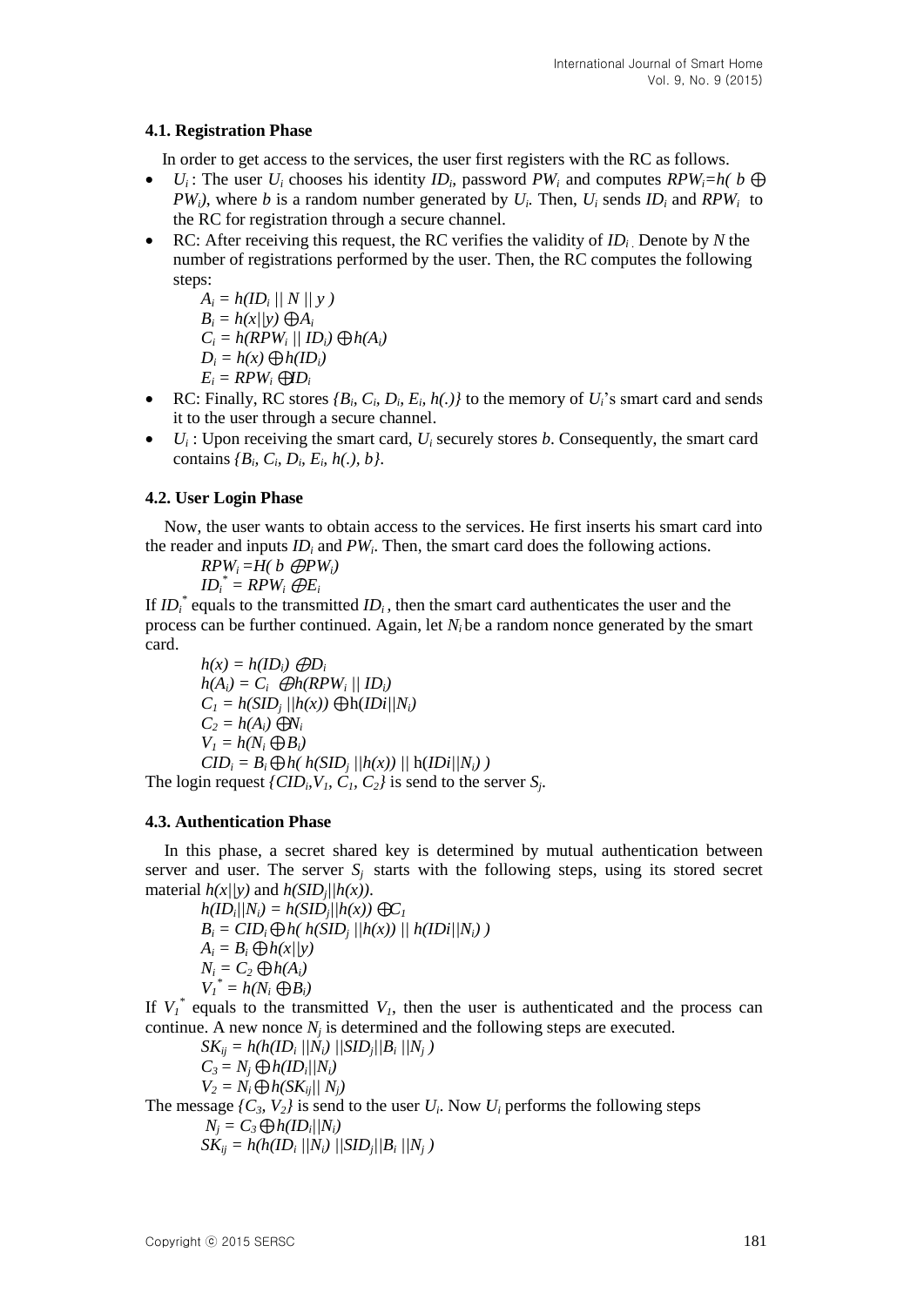### 4.1. Registration Phase

In order to get access to the services, the user first registers with the RC as follows.

- $U_i$ : The user $U_i$ chooses his identity $ID_i$, password $PW_i$ and computes $RPW_i = h(b \oplus PW_i)$, where $b$ is a random number generated by $U_i$. Then, $U_i$ sends $ID_i$ and $RPW_i$ to the RC for registration through a secure channel.
- RC: After receiving this request, the RC verifies the validity of $ID_i$. Denote by $N$ the number of registrations performed by the user. Then, the RC computes the following steps:

  $A_i = h(ID_i \,||\, N \,||\, y)$

  $B_i = h(x||y) \oplus A_i$

  $C_i = h(RPW_i \,||\, ID_i) \oplus h(A_i)$

  $D_i = h(x) \oplus h(ID_i)$

  $E_i = RPW_i \oplus ID_i$

- RC: Finally, RC stores $\{B_i, C_i, D_i, E_i, h(.)\}$ to the memory of $U_i$'s smart card and sends it to the user through a secure channel.
- $U_i$ : Upon receiving the smart card, $U_i$ securely stores $b$. Consequently, the smart card contains $\{B_i, C_i, D_i, E_i, h(.), b\}$.

### 4.2. User Login Phase

Now, the user wants to obtain access to the services. He first inserts his smart card into the reader and inputs $ID_i$ and $PW_i$. Then, the smart card does the following actions.

$RPW_i = H(b \oplus PW_i)$

$ID_i^* = RPW_i \oplus E_i$

If $ID_i^*$ equals to the transmitted $ID_i$, then the smart card authenticates the user and the process can be further continued. Again, let $N_i$ be a random nonce generated by the smart card.

$h(x) = h(ID_i) \oplus D_i$

$h(A_i) = C_i \oplus h(RPW_i \,||\, ID_i)$

$C_1 = h(SID_j \,||h(x)) \oplus h(IDi||N_i)$

$C_2 = h(A_i) \oplus N_i$

$V_1 = h(N_i \oplus B_i)$

$CID_i = B_i \oplus h(\, h(SID_j \,||h(x)) \,||\, h(IDi||N_i)\,)$

The login request $\{CID_i, V_1, C_1, C_2\}$ is send to the server $S_j$.

### 4.3. Authentication Phase

In this phase, a secret shared key is determined by mutual authentication between server and user. The server $S_j$ starts with the following steps, using its stored secret material $h(x||y)$ and $h(SID_j||h(x))$.

$h(ID_i||N_i) = h(SID_j||h(x)) \oplus C_1$

$B_i = CID_i \oplus h(\, h(SID_j \,||h(x)) \,||\, h(IDi||N_i)\,)$

$A_i = B_i \oplus h(x||y)$

$N_i = C_2 \oplus h(A_i)$

$V_1^* = h(N_i \oplus B_i)$

If $V_1^*$ equals to the transmitted $V_1$, then the user is authenticated and the process can continue. A new nonce $N_j$ is determined and the following steps are executed.

$SK_{ij} = h(h(ID_i \,||N_i) \,||SID_j||B_i \,||N_j\,)$

$C_3 = N_j \oplus h(ID_i||N_i)$

$V_2 = N_i \oplus h(SK_{ij}||\, N_j)$

The message $\{C_3, V_2\}$ is send to the user $U_i$. Now $U_i$ performs the following steps

$N_j = C_3 \oplus h(ID_i||N_i)$

$SK_{ij} = h(h(ID_i \,||N_i) \,||SID_j||B_i \,||N_j\,)$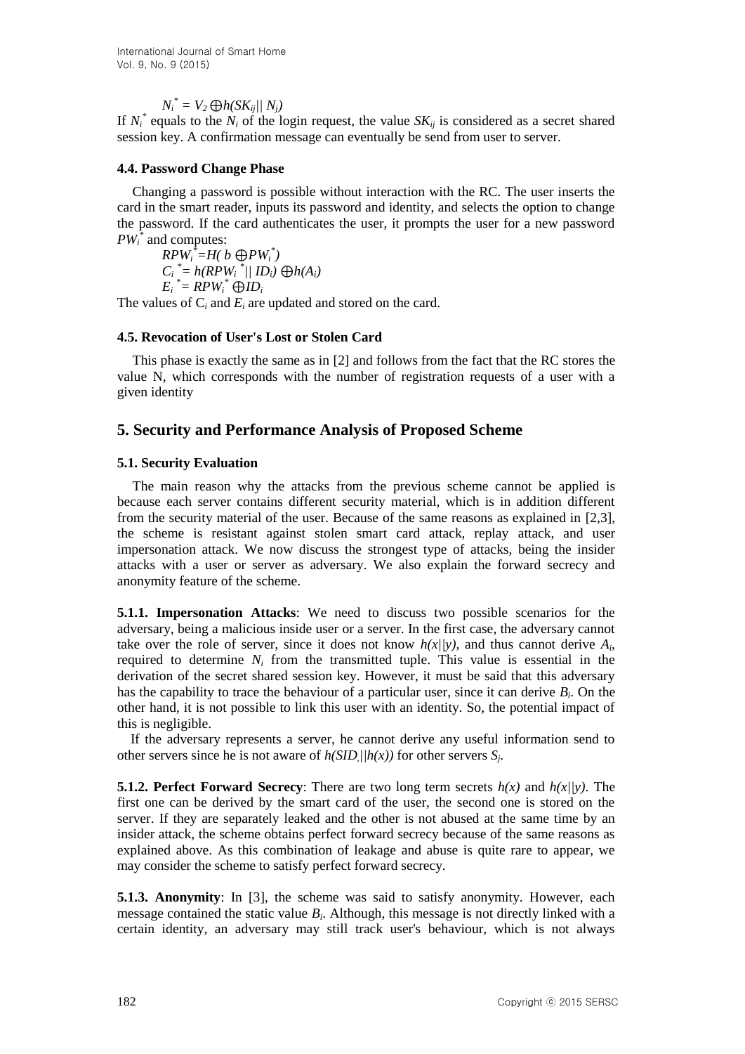$$N_i^* = V_2 \oplus h(SK_{ij}|| N_j)$$

If $N_i^*$ equals to the $N_i$ of the login request, the value $SK_{ij}$ is considered as a secret shared session key. A confirmation message can eventually be send from user to server.

### 4.4. Password Change Phase

Changing a password is possible without interaction with the RC. The user inserts the card in the smart reader, inputs its password and identity, and selects the option to change the password. If the card authenticates the user, it prompts the user for a new password $PW_i^*$ and computes:

$$RPW_i^* = H( b \oplus PW_i^*)$$

$$C_i^* = h(RPW_i^* || ID_i) \oplus h(A_i)$$

$$E_i^* = RPW_i^* \oplus ID_i$$

The values of $C_i$ and $E_i$ are updated and stored on the card.

### 4.5. Revocation of User's Lost or Stolen Card

This phase is exactly the same as in [2] and follows from the fact that the RC stores the value N, which corresponds with the number of registration requests of a user with a given identity

## 5. Security and Performance Analysis of Proposed Scheme

### 5.1. Security Evaluation

The main reason why the attacks from the previous scheme cannot be applied is because each server contains different security material, which is in addition different from the security material of the user. Because of the same reasons as explained in [2,3], the scheme is resistant against stolen smart card attack, replay attack, and user impersonation attack. We now discuss the strongest type of attacks, being the insider attacks with a user or server as adversary. We also explain the forward secrecy and anonymity feature of the scheme.

**5.1.1. Impersonation Attacks**: We need to discuss two possible scenarios for the adversary, being a malicious inside user or a server. In the first case, the adversary cannot take over the role of server, since it does not know $h(x||y)$, and thus cannot derive $A_i$, required to determine $N_i$ from the transmitted tuple. This value is essential in the derivation of the secret shared session key. However, it must be said that this adversary has the capability to trace the behaviour of a particular user, since it can derive $B_i$. On the other hand, it is not possible to link this user with an identity. So, the potential impact of this is negligible.

If the adversary represents a server, he cannot derive any useful information send to other servers since he is not aware of $h(SID_j||h(x))$ for other servers $S_j$.

**5.1.2. Perfect Forward Secrecy**: There are two long term secrets $h(x)$ and $h(x||y)$. The first one can be derived by the smart card of the user, the second one is stored on the server. If they are separately leaked and the other is not abused at the same time by an insider attack, the scheme obtains perfect forward secrecy because of the same reasons as explained above. As this combination of leakage and abuse is quite rare to appear, we may consider the scheme to satisfy perfect forward secrecy.

**5.1.3. Anonymity**: In [3], the scheme was said to satisfy anonymity. However, each message contained the static value $B_i$. Although, this message is not directly linked with a certain identity, an adversary may still track user's behaviour, which is not always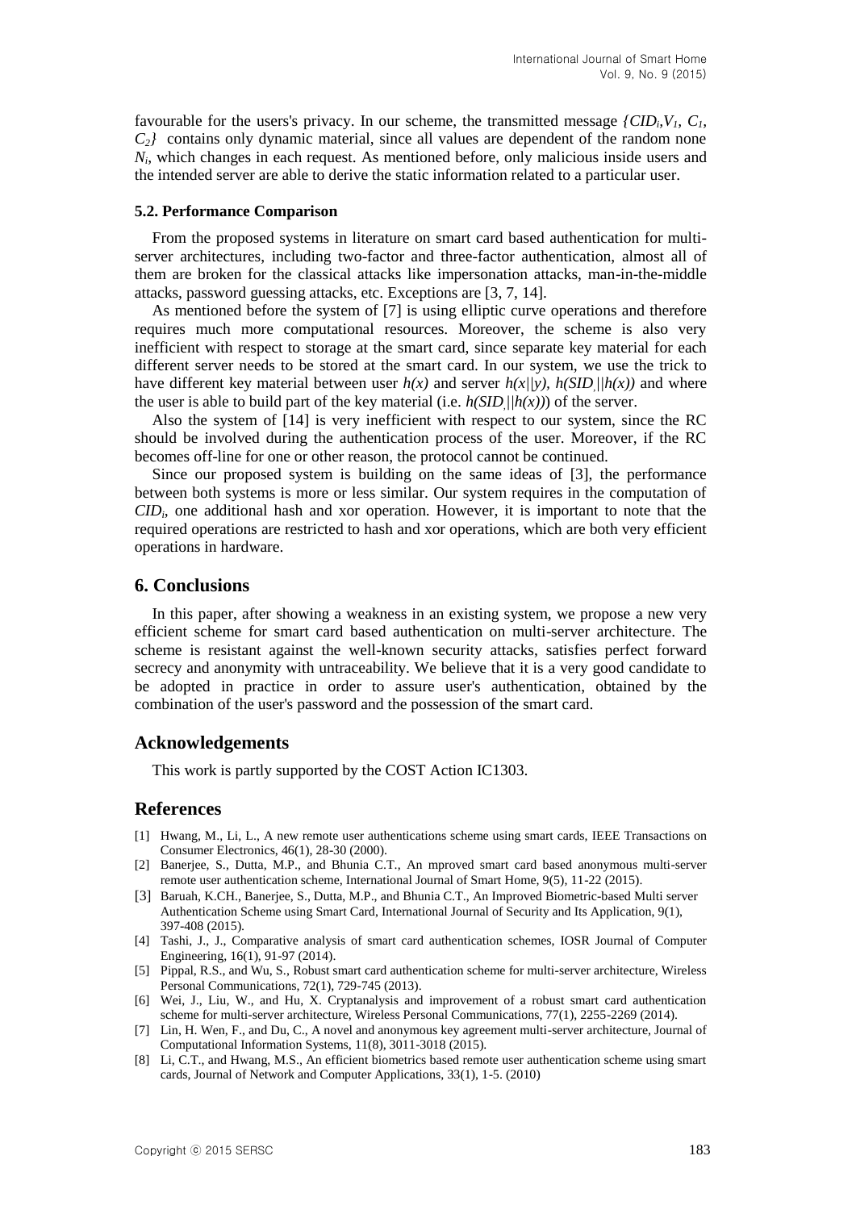favourable for the users's privacy. In our scheme, the transmitted message $\{CID_i, V_1, C_1, C_2\}$ contains only dynamic material, since all values are dependent of the random none $N_i$, which changes in each request. As mentioned before, only malicious inside users and the intended server are able to derive the static information related to a particular user.

### 5.2. Performance Comparison

From the proposed systems in literature on smart card based authentication for multi-server architectures, including two-factor and three-factor authentication, almost all of them are broken for the classical attacks like impersonation attacks, man-in-the-middle attacks, password guessing attacks, etc. Exceptions are [3, 7, 14].

As mentioned before the system of [7] is using elliptic curve operations and therefore requires much more computational resources. Moreover, the scheme is also very inefficient with respect to storage at the smart card, since separate key material for each different server needs to be stored at the smart card. In our system, we use the trick to have different key material between user $h(x)$ and server $h(x||y)$, $h(SID_j||h(x))$ and where the user is able to build part of the key material (i.e. $h(SID_j||h(x))$) of the server.

Also the system of [14] is very inefficient with respect to our system, since the RC should be involved during the authentication process of the user. Moreover, if the RC becomes off-line for one or other reason, the protocol cannot be continued.

Since our proposed system is building on the same ideas of [3], the performance between both systems is more or less similar. Our system requires in the computation of $CID_i$, one additional hash and xor operation. However, it is important to note that the required operations are restricted to hash and xor operations, which are both very efficient operations in hardware.

## 6. Conclusions

In this paper, after showing a weakness in an existing system, we propose a new very efficient scheme for smart card based authentication on multi-server architecture. The scheme is resistant against the well-known security attacks, satisfies perfect forward secrecy and anonymity with untraceability. We believe that it is a very good candidate to be adopted in practice in order to assure user's authentication, obtained by the combination of the user's password and the possession of the smart card.

## Acknowledgements

This work is partly supported by the COST Action IC1303.

## References

[1] Hwang, M., Li, L., A new remote user authentications scheme using smart cards, IEEE Transactions on Consumer Electronics, 46(1), 28-30 (2000).

[2] Banerjee, S., Dutta, M.P., and Bhunia C.T., An mproved smart card based anonymous multi-server remote user authentication scheme, International Journal of Smart Home, 9(5), 11-22 (2015).

[3] Baruah, K.CH., Banerjee, S., Dutta, M.P., and Bhunia C.T., An Improved Biometric-based Multi server Authentication Scheme using Smart Card, International Journal of Security and Its Application, 9(1), 397-408 (2015).

[4] Tashi, J., J., Comparative analysis of smart card authentication schemes, IOSR Journal of Computer Engineering, 16(1), 91-97 (2014).

[5] Pippal, R.S., and Wu, S., Robust smart card authentication scheme for multi-server architecture, Wireless Personal Communications, 72(1), 729-745 (2013).

[6] Wei, J., Liu, W., and Hu, X. Cryptanalysis and improvement of a robust smart card authentication scheme for multi-server architecture, Wireless Personal Communications, 77(1), 2255-2269 (2014).

[7] Lin, H. Wen, F., and Du, C., A novel and anonymous key agreement multi-server architecture, Journal of Computational Information Systems, 11(8), 3011-3018 (2015).

[8] Li, C.T., and Hwang, M.S., An efficient biometrics based remote user authentication scheme using smart cards, Journal of Network and Computer Applications, 33(1), 1-5. (2010)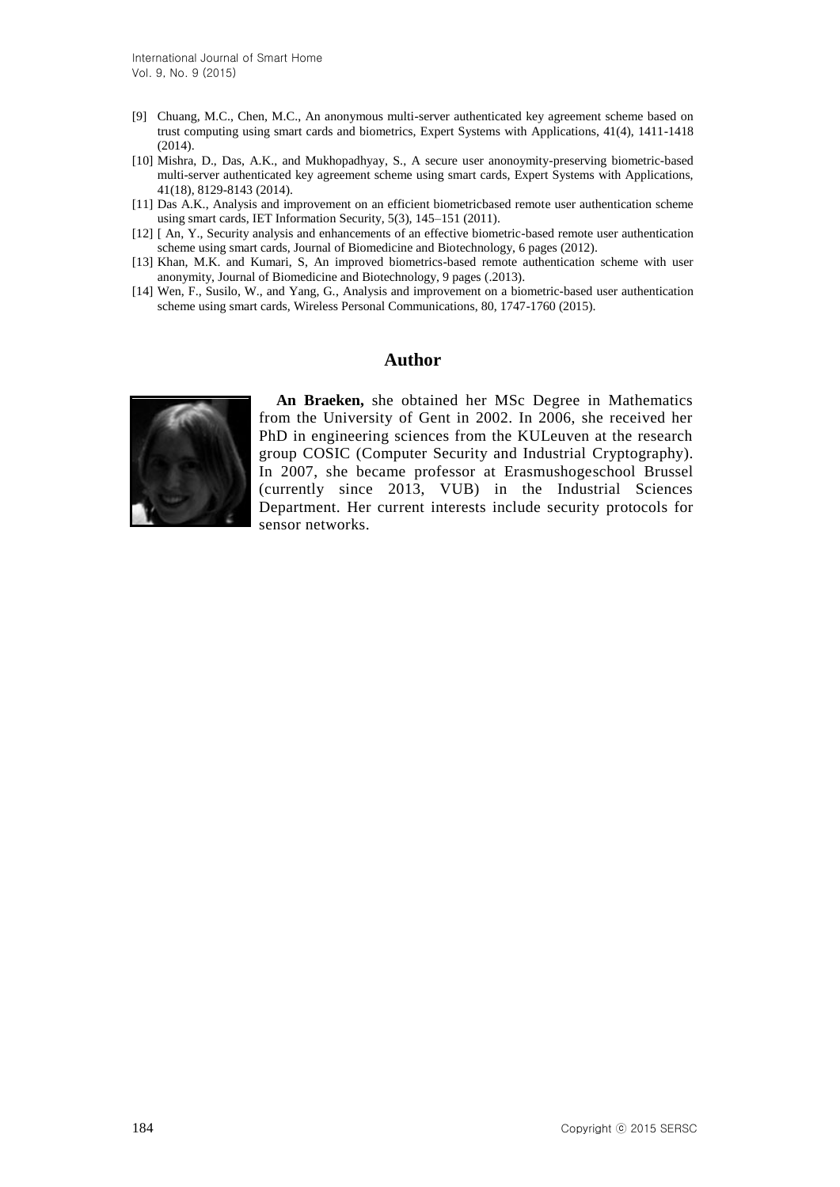[9] Chuang, M.C., Chen, M.C., An anonymous multi-server authenticated key agreement scheme based on trust computing using smart cards and biometrics, Expert Systems with Applications, 41(4), 1411-1418 (2014).

[10] Mishra, D., Das, A.K., and Mukhopadhyay, S., A secure user anonoymity-preserving biometric-based multi-server authenticated key agreement scheme using smart cards, Expert Systems with Applications, 41(18), 8129-8143 (2014).

[11] Das A.K., Analysis and improvement on an efficient biometricbased remote user authentication scheme using smart cards, IET Information Security, 5(3), 145–151 (2011).

[12] [ An, Y., Security analysis and enhancements of an effective biometric-based remote user authentication scheme using smart cards, Journal of Biomedicine and Biotechnology, 6 pages (2012).

[13] Khan, M.K. and Kumari, S, An improved biometrics-based remote authentication scheme with user anonymity, Journal of Biomedicine and Biotechnology, 9 pages (.2013).

[14] Wen, F., Susilo, W., and Yang, G., Analysis and improvement on a biometric-based user authentication scheme using smart cards, Wireless Personal Communications, 80, 1747-1760 (2015).

## Author

**An Braeken,** she obtained her MSc Degree in Mathematics from the University of Gent in 2002. In 2006, she received her PhD in engineering sciences from the KULeuven at the research group COSIC (Computer Security and Industrial Cryptography). In 2007, she became professor at Erasmushogeschool Brussel (currently since 2013, VUB) in the Industrial Sciences Department. Her current interests include security protocols for sensor networks.